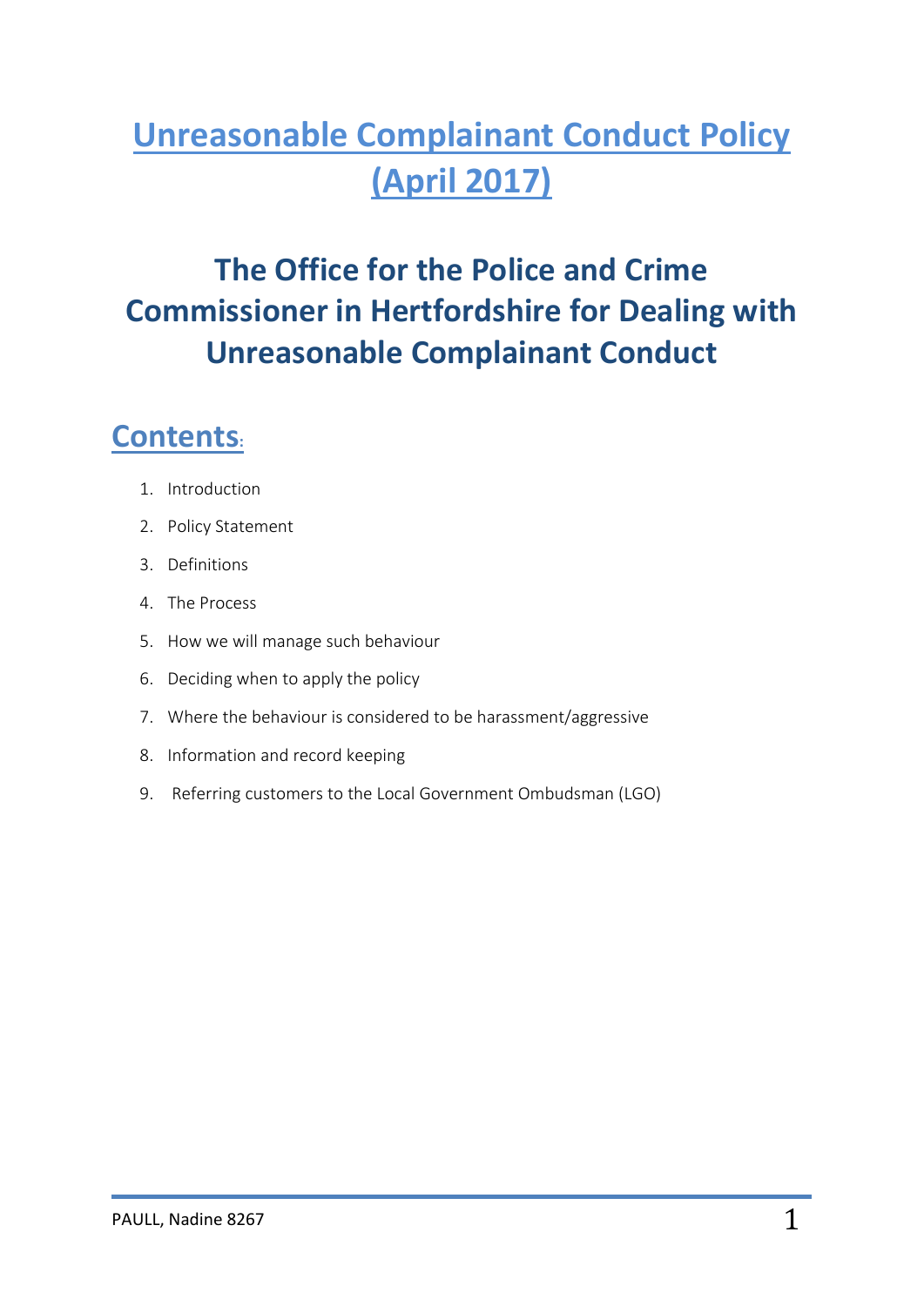# Unreasonable Complainant Conduct Policy (April 2017)

## The Office for the Police and Crime Commissioner in Hertfordshire for Dealing with Unreasonable Complainant Conduct

## Contents:

1. Introduction
2. Policy Statement
3. Definitions
4. The Process
5. How we will manage such behaviour
6. Deciding when to apply the policy
7. Where the behaviour is considered to be harassment/aggressive
8. Information and record keeping
9. Referring customers to the Local Government Ombudsman (LGO)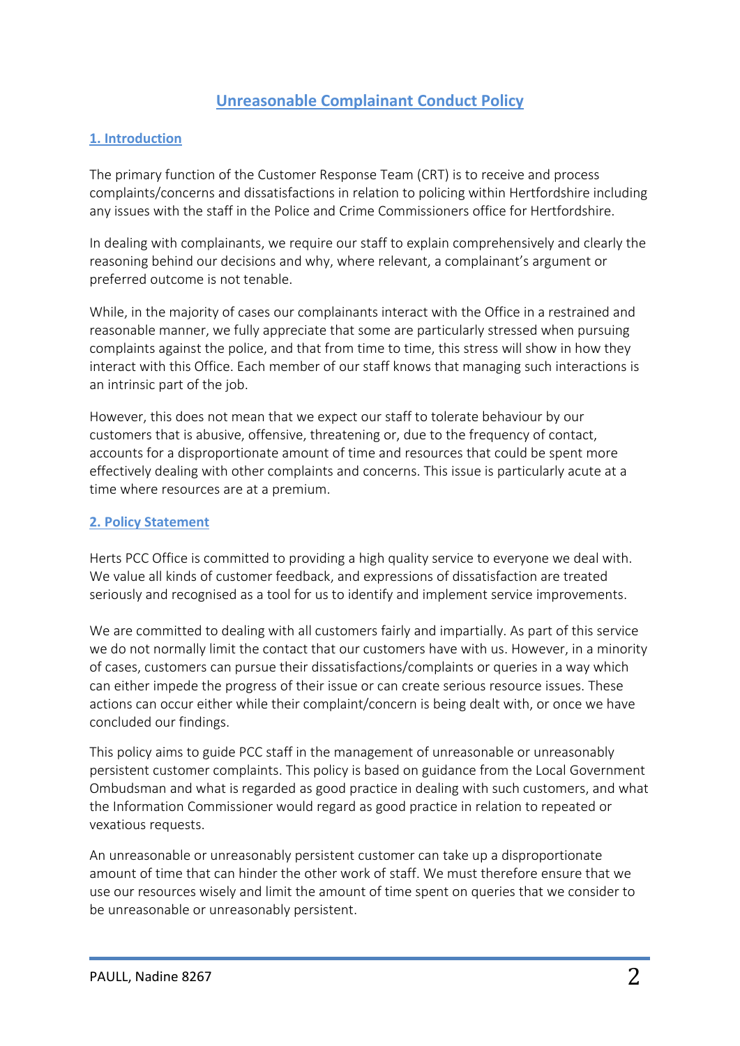# Unreasonable Complainant Conduct Policy

## 1. Introduction

The primary function of the Customer Response Team (CRT) is to receive and process complaints/concerns and dissatisfactions in relation to policing within Hertfordshire including any issues with the staff in the Police and Crime Commissioners office for Hertfordshire.

In dealing with complainants, we require our staff to explain comprehensively and clearly the reasoning behind our decisions and why, where relevant, a complainant's argument or preferred outcome is not tenable.

While, in the majority of cases our complainants interact with the Office in a restrained and reasonable manner, we fully appreciate that some are particularly stressed when pursuing complaints against the police, and that from time to time, this stress will show in how they interact with this Office. Each member of our staff knows that managing such interactions is an intrinsic part of the job.

However, this does not mean that we expect our staff to tolerate behaviour by our customers that is abusive, offensive, threatening or, due to the frequency of contact, accounts for a disproportionate amount of time and resources that could be spent more effectively dealing with other complaints and concerns. This issue is particularly acute at a time where resources are at a premium.

## 2. Policy Statement

Herts PCC Office is committed to providing a high quality service to everyone we deal with. We value all kinds of customer feedback, and expressions of dissatisfaction are treated seriously and recognised as a tool for us to identify and implement service improvements.

We are committed to dealing with all customers fairly and impartially. As part of this service we do not normally limit the contact that our customers have with us. However, in a minority of cases, customers can pursue their dissatisfactions/complaints or queries in a way which can either impede the progress of their issue or can create serious resource issues. These actions can occur either while their complaint/concern is being dealt with, or once we have concluded our findings.

This policy aims to guide PCC staff in the management of unreasonable or unreasonably persistent customer complaints. This policy is based on guidance from the Local Government Ombudsman and what is regarded as good practice in dealing with such customers, and what the Information Commissioner would regard as good practice in relation to repeated or vexatious requests.

An unreasonable or unreasonably persistent customer can take up a disproportionate amount of time that can hinder the other work of staff. We must therefore ensure that we use our resources wisely and limit the amount of time spent on queries that we consider to be unreasonable or unreasonably persistent.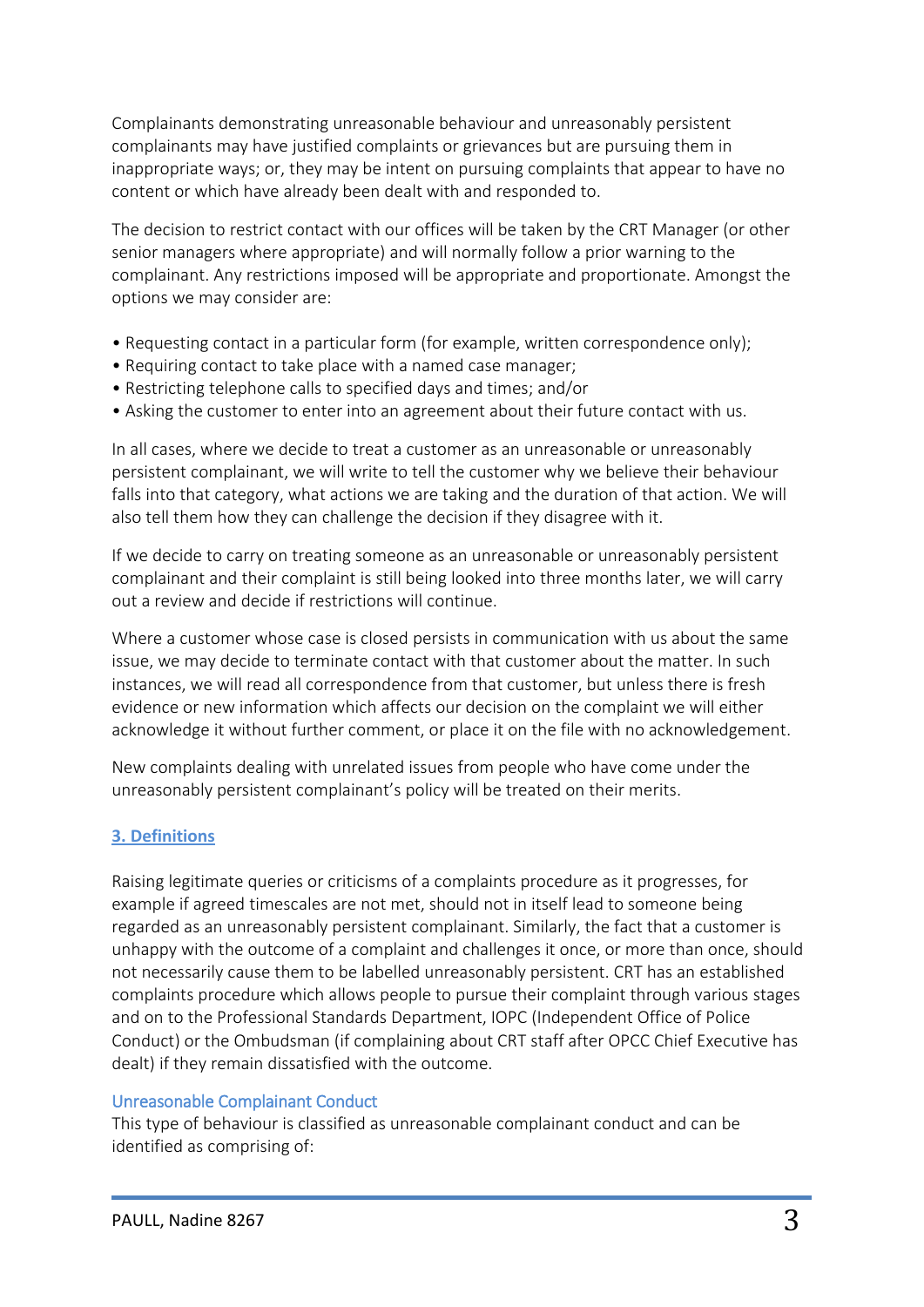Complainants demonstrating unreasonable behaviour and unreasonably persistent complainants may have justified complaints or grievances but are pursuing them in inappropriate ways; or, they may be intent on pursuing complaints that appear to have no content or which have already been dealt with and responded to.

The decision to restrict contact with our offices will be taken by the CRT Manager (or other senior managers where appropriate) and will normally follow a prior warning to the complainant. Any restrictions imposed will be appropriate and proportionate. Amongst the options we may consider are:

- Requesting contact in a particular form (for example, written correspondence only);
- Requiring contact to take place with a named case manager;
- Restricting telephone calls to specified days and times; and/or
- Asking the customer to enter into an agreement about their future contact with us.

In all cases, where we decide to treat a customer as an unreasonable or unreasonably persistent complainant, we will write to tell the customer why we believe their behaviour falls into that category, what actions we are taking and the duration of that action. We will also tell them how they can challenge the decision if they disagree with it.

If we decide to carry on treating someone as an unreasonable or unreasonably persistent complainant and their complaint is still being looked into three months later, we will carry out a review and decide if restrictions will continue.

Where a customer whose case is closed persists in communication with us about the same issue, we may decide to terminate contact with that customer about the matter. In such instances, we will read all correspondence from that customer, but unless there is fresh evidence or new information which affects our decision on the complaint we will either acknowledge it without further comment, or place it on the file with no acknowledgement.

New complaints dealing with unrelated issues from people who have come under the unreasonably persistent complainant's policy will be treated on their merits.

## 3. Definitions

Raising legitimate queries or criticisms of a complaints procedure as it progresses, for example if agreed timescales are not met, should not in itself lead to someone being regarded as an unreasonably persistent complainant. Similarly, the fact that a customer is unhappy with the outcome of a complaint and challenges it once, or more than once, should not necessarily cause them to be labelled unreasonably persistent. CRT has an established complaints procedure which allows people to pursue their complaint through various stages and on to the Professional Standards Department, IOPC (Independent Office of Police Conduct) or the Ombudsman (if complaining about CRT staff after OPCC Chief Executive has dealt) if they remain dissatisfied with the outcome.

### Unreasonable Complainant Conduct

This type of behaviour is classified as unreasonable complainant conduct and can be identified as comprising of: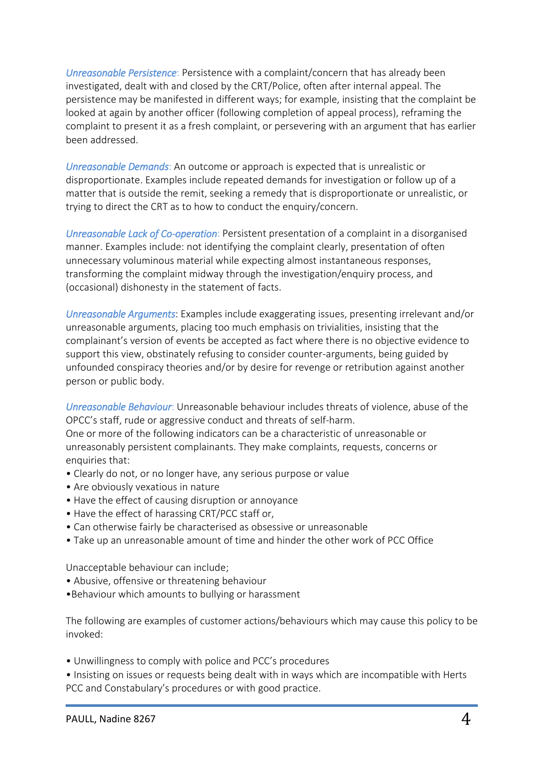*Unreasonable Persistence*: Persistence with a complaint/concern that has already been investigated, dealt with and closed by the CRT/Police, often after internal appeal. The persistence may be manifested in different ways; for example, insisting that the complaint be looked at again by another officer (following completion of appeal process), reframing the complaint to present it as a fresh complaint, or persevering with an argument that has earlier been addressed.

*Unreasonable Demands*: An outcome or approach is expected that is unrealistic or disproportionate. Examples include repeated demands for investigation or follow up of a matter that is outside the remit, seeking a remedy that is disproportionate or unrealistic, or trying to direct the CRT as to how to conduct the enquiry/concern.

*Unreasonable Lack of Co-operation*: Persistent presentation of a complaint in a disorganised manner. Examples include: not identifying the complaint clearly, presentation of often unnecessary voluminous material while expecting almost instantaneous responses, transforming the complaint midway through the investigation/enquiry process, and (occasional) dishonesty in the statement of facts.

*Unreasonable Arguments*: Examples include exaggerating issues, presenting irrelevant and/or unreasonable arguments, placing too much emphasis on trivialities, insisting that the complainant's version of events be accepted as fact where there is no objective evidence to support this view, obstinately refusing to consider counter-arguments, being guided by unfounded conspiracy theories and/or by desire for revenge or retribution against another person or public body.

*Unreasonable Behaviour*: Unreasonable behaviour includes threats of violence, abuse of the OPCC's staff, rude or aggressive conduct and threats of self-harm.
One or more of the following indicators can be a characteristic of unreasonable or unreasonably persistent complainants. They make complaints, requests, concerns or enquiries that:

- Clearly do not, or no longer have, any serious purpose or value
- Are obviously vexatious in nature
- Have the effect of causing disruption or annoyance
- Have the effect of harassing CRT/PCC staff or,
- Can otherwise fairly be characterised as obsessive or unreasonable
- Take up an unreasonable amount of time and hinder the other work of PCC Office

Unacceptable behaviour can include;

- Abusive, offensive or threatening behaviour
- Behaviour which amounts to bullying or harassment

The following are examples of customer actions/behaviours which may cause this policy to be invoked:

- Unwillingness to comply with police and PCC's procedures
- Insisting on issues or requests being dealt with in ways which are incompatible with Herts PCC and Constabulary's procedures or with good practice.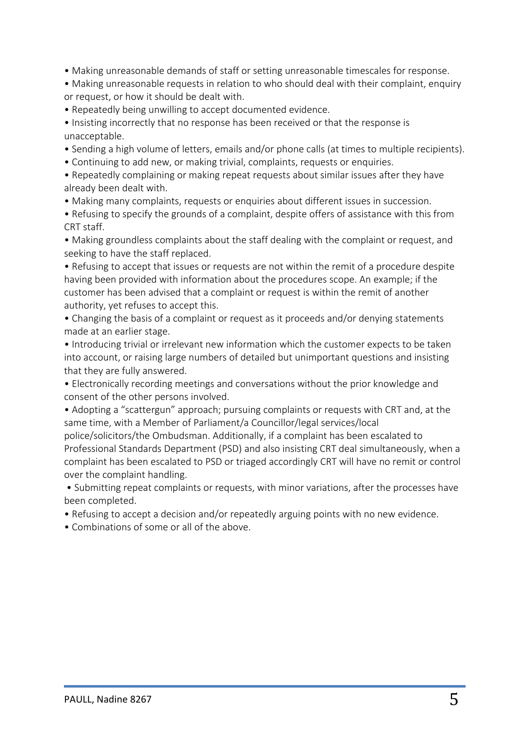- Making unreasonable demands of staff or setting unreasonable timescales for response.
- Making unreasonable requests in relation to who should deal with their complaint, enquiry or request, or how it should be dealt with.
- Repeatedly being unwilling to accept documented evidence.
- Insisting incorrectly that no response has been received or that the response is unacceptable.
- Sending a high volume of letters, emails and/or phone calls (at times to multiple recipients).
- Continuing to add new, or making trivial, complaints, requests or enquiries.
- Repeatedly complaining or making repeat requests about similar issues after they have already been dealt with.
- Making many complaints, requests or enquiries about different issues in succession.
- Refusing to specify the grounds of a complaint, despite offers of assistance with this from CRT staff.
- Making groundless complaints about the staff dealing with the complaint or request, and seeking to have the staff replaced.
- Refusing to accept that issues or requests are not within the remit of a procedure despite having been provided with information about the procedures scope. An example; if the customer has been advised that a complaint or request is within the remit of another authority, yet refuses to accept this.
- Changing the basis of a complaint or request as it proceeds and/or denying statements made at an earlier stage.
- Introducing trivial or irrelevant new information which the customer expects to be taken into account, or raising large numbers of detailed but unimportant questions and insisting that they are fully answered.
- Electronically recording meetings and conversations without the prior knowledge and consent of the other persons involved.
- Adopting a "scattergun" approach; pursuing complaints or requests with CRT and, at the same time, with a Member of Parliament/a Councillor/legal services/local police/solicitors/the Ombudsman. Additionally, if a complaint has been escalated to Professional Standards Department (PSD) and also insisting CRT deal simultaneously, when a complaint has been escalated to PSD or triaged accordingly CRT will have no remit or control over the complaint handling.
- Submitting repeat complaints or requests, with minor variations, after the processes have been completed.
- Refusing to accept a decision and/or repeatedly arguing points with no new evidence.
- Combinations of some or all of the above.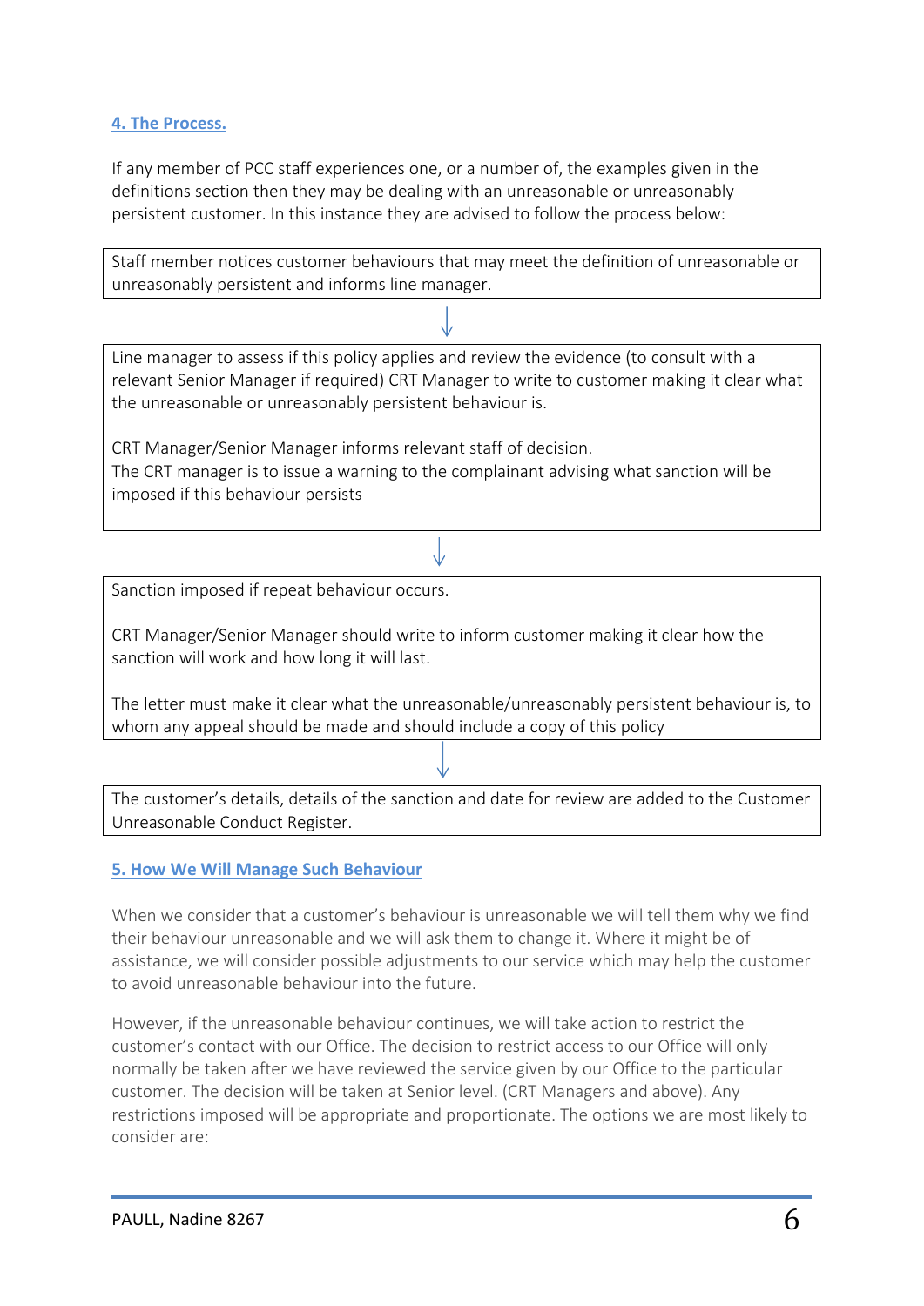## 4. The Process.

If any member of PCC staff experiences one, or a number of, the examples given in the definitions section then they may be dealing with an unreasonable or unreasonably persistent customer. In this instance they are advised to follow the process below:

Staff member notices customer behaviours that may meet the definition of unreasonable or unreasonably persistent and informs line manager.

↓

Line manager to assess if this policy applies and review the evidence (to consult with a relevant Senior Manager if required) CRT Manager to write to customer making it clear what the unreasonable or unreasonably persistent behaviour is.

CRT Manager/Senior Manager informs relevant staff of decision.
The CRT manager is to issue a warning to the complainant advising what sanction will be imposed if this behaviour persists

↓

Sanction imposed if repeat behaviour occurs.

CRT Manager/Senior Manager should write to inform customer making it clear how the sanction will work and how long it will last.

The letter must make it clear what the unreasonable/unreasonably persistent behaviour is, to whom any appeal should be made and should include a copy of this policy

↓

The customer's details, details of the sanction and date for review are added to the Customer Unreasonable Conduct Register.

## 5. How We Will Manage Such Behaviour

When we consider that a customer's behaviour is unreasonable we will tell them why we find their behaviour unreasonable and we will ask them to change it. Where it might be of assistance, we will consider possible adjustments to our service which may help the customer to avoid unreasonable behaviour into the future.

However, if the unreasonable behaviour continues, we will take action to restrict the customer's contact with our Office. The decision to restrict access to our Office will only normally be taken after we have reviewed the service given by our Office to the particular customer. The decision will be taken at Senior level. (CRT Managers and above). Any restrictions imposed will be appropriate and proportionate. The options we are most likely to consider are: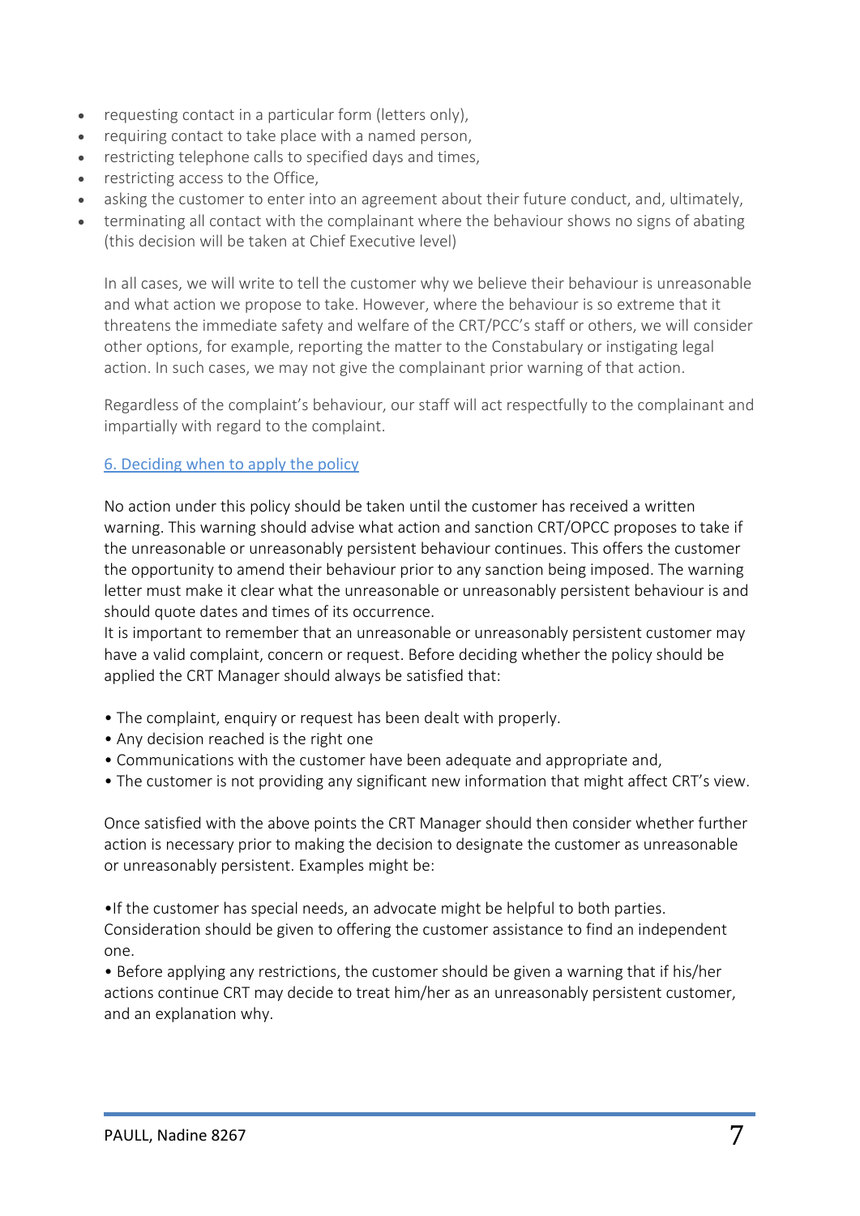- requesting contact in a particular form (letters only),
- requiring contact to take place with a named person,
- restricting telephone calls to specified days and times,
- restricting access to the Office,
- asking the customer to enter into an agreement about their future conduct, and, ultimately,
- terminating all contact with the complainant where the behaviour shows no signs of abating (this decision will be taken at Chief Executive level)

In all cases, we will write to tell the customer why we believe their behaviour is unreasonable and what action we propose to take. However, where the behaviour is so extreme that it threatens the immediate safety and welfare of the CRT/PCC's staff or others, we will consider other options, for example, reporting the matter to the Constabulary or instigating legal action. In such cases, we may not give the complainant prior warning of that action.

Regardless of the complaint's behaviour, our staff will act respectfully to the complainant and impartially with regard to the complaint.

## 6. Deciding when to apply the policy

No action under this policy should be taken until the customer has received a written warning. This warning should advise what action and sanction CRT/OPCC proposes to take if the unreasonable or unreasonably persistent behaviour continues. This offers the customer the opportunity to amend their behaviour prior to any sanction being imposed. The warning letter must make it clear what the unreasonable or unreasonably persistent behaviour is and should quote dates and times of its occurrence.

It is important to remember that an unreasonable or unreasonably persistent customer may have a valid complaint, concern or request. Before deciding whether the policy should be applied the CRT Manager should always be satisfied that:

- The complaint, enquiry or request has been dealt with properly.
- Any decision reached is the right one
- Communications with the customer have been adequate and appropriate and,
- The customer is not providing any significant new information that might affect CRT's view.

Once satisfied with the above points the CRT Manager should then consider whether further action is necessary prior to making the decision to designate the customer as unreasonable or unreasonably persistent. Examples might be:

- If the customer has special needs, an advocate might be helpful to both parties. Consideration should be given to offering the customer assistance to find an independent one.
- Before applying any restrictions, the customer should be given a warning that if his/her actions continue CRT may decide to treat him/her as an unreasonably persistent customer, and an explanation why.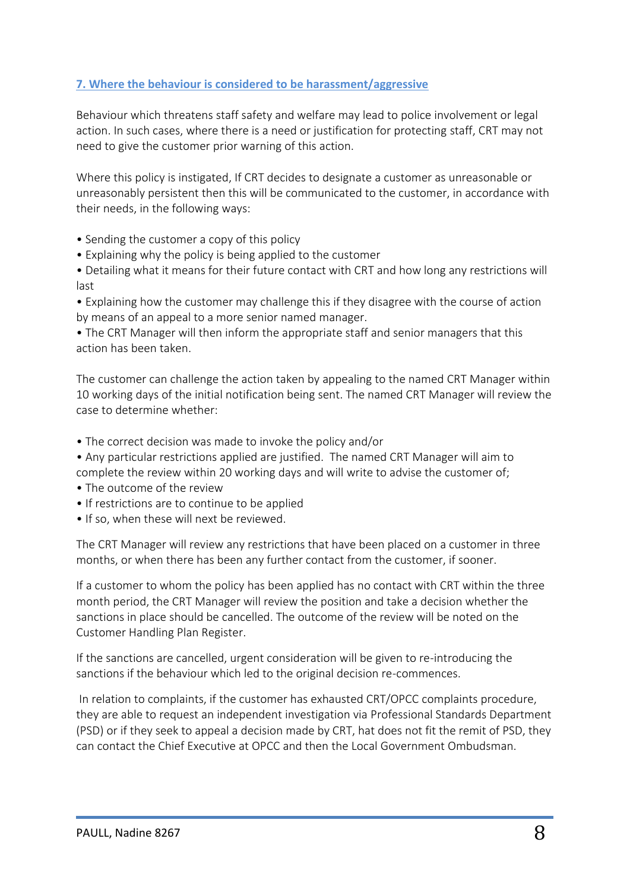## 7. Where the behaviour is considered to be harassment/aggressive

Behaviour which threatens staff safety and welfare may lead to police involvement or legal action. In such cases, where there is a need or justification for protecting staff, CRT may not need to give the customer prior warning of this action.

Where this policy is instigated, If CRT decides to designate a customer as unreasonable or unreasonably persistent then this will be communicated to the customer, in accordance with their needs, in the following ways:

- Sending the customer a copy of this policy
- Explaining why the policy is being applied to the customer
- Detailing what it means for their future contact with CRT and how long any restrictions will last
- Explaining how the customer may challenge this if they disagree with the course of action by means of an appeal to a more senior named manager.
- The CRT Manager will then inform the appropriate staff and senior managers that this action has been taken.

The customer can challenge the action taken by appealing to the named CRT Manager within 10 working days of the initial notification being sent. The named CRT Manager will review the case to determine whether:

- The correct decision was made to invoke the policy and/or
- Any particular restrictions applied are justified. The named CRT Manager will aim to complete the review within 20 working days and will write to advise the customer of;
- The outcome of the review
- If restrictions are to continue to be applied
- If so, when these will next be reviewed.

The CRT Manager will review any restrictions that have been placed on a customer in three months, or when there has been any further contact from the customer, if sooner.

If a customer to whom the policy has been applied has no contact with CRT within the three month period, the CRT Manager will review the position and take a decision whether the sanctions in place should be cancelled. The outcome of the review will be noted on the Customer Handling Plan Register.

If the sanctions are cancelled, urgent consideration will be given to re-introducing the sanctions if the behaviour which led to the original decision re-commences.

In relation to complaints, if the customer has exhausted CRT/OPCC complaints procedure, they are able to request an independent investigation via Professional Standards Department (PSD) or if they seek to appeal a decision made by CRT, hat does not fit the remit of PSD, they can contact the Chief Executive at OPCC and then the Local Government Ombudsman.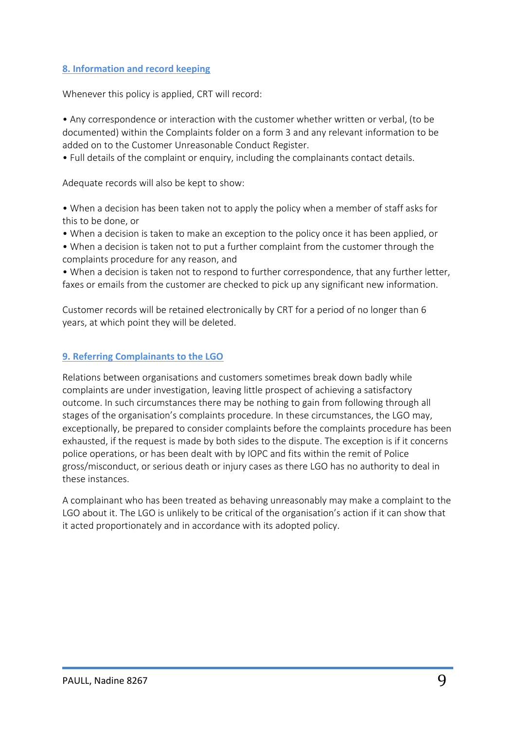## 8. Information and record keeping

Whenever this policy is applied, CRT will record:

• Any correspondence or interaction with the customer whether written or verbal, (to be documented) within the Complaints folder on a form 3 and any relevant information to be added on to the Customer Unreasonable Conduct Register.
• Full details of the complaint or enquiry, including the complainants contact details.

Adequate records will also be kept to show:

• When a decision has been taken not to apply the policy when a member of staff asks for this to be done, or
• When a decision is taken to make an exception to the policy once it has been applied, or
• When a decision is taken not to put a further complaint from the customer through the complaints procedure for any reason, and
• When a decision is taken not to respond to further correspondence, that any further letter, faxes or emails from the customer are checked to pick up any significant new information.

Customer records will be retained electronically by CRT for a period of no longer than 6 years, at which point they will be deleted.

## 9. Referring Complainants to the LGO

Relations between organisations and customers sometimes break down badly while complaints are under investigation, leaving little prospect of achieving a satisfactory outcome. In such circumstances there may be nothing to gain from following through all stages of the organisation's complaints procedure. In these circumstances, the LGO may, exceptionally, be prepared to consider complaints before the complaints procedure has been exhausted, if the request is made by both sides to the dispute. The exception is if it concerns police operations, or has been dealt with by IOPC and fits within the remit of Police gross/misconduct, or serious death or injury cases as there LGO has no authority to deal in these instances.

A complainant who has been treated as behaving unreasonably may make a complaint to the LGO about it. The LGO is unlikely to be critical of the organisation's action if it can show that it acted proportionately and in accordance with its adopted policy.